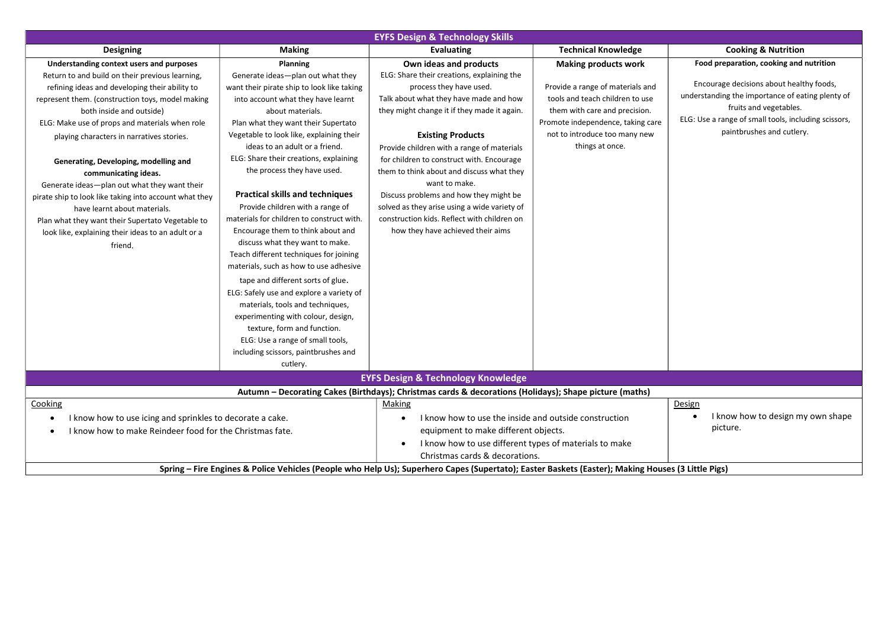| EYFS Design & Technology Skills | | | | |
|---|---|---|---|---|
| **Designing** | **Making** | **Evaluating** | **Technical Knowledge** | **Cooking & Nutrition** |
| **Understanding context users and purposes**<br>Return to and build on their previous learning, refining ideas and developing their ability to represent them. (construction toys, model making both inside and outside)<br>ELG: Make use of props and materials when role playing characters in narratives stories.<br><br>**Generating, Developing, modelling and communicating ideas.**<br>Generate ideas—plan out what they want their pirate ship to look like taking into account what they have learnt about materials.<br>Plan what they want their Supertato Vegetable to look like, explaining their ideas to an adult or a friend. | **Planning**<br>Generate ideas—plan out what they want their pirate ship to look like taking into account what they have learnt about materials.<br>Plan what they want their Supertato Vegetable to look like, explaining their ideas to an adult or a friend.<br>ELG: Share their creations, explaining the process they have used.<br><br>**Practical skills and techniques**<br>Provide children with a range of materials for children to construct with. Encourage them to think about and discuss what they want to make.<br>Teach different techniques for joining materials, such as how to use adhesive tape and different sorts of glue.<br>ELG: Safely use and explore a variety of materials, tools and techniques, experimenting with colour, design, texture, form and function.<br>ELG: Use a range of small tools, including scissors, paintbrushes and cutlery. | **Own ideas and products**<br>ELG: Share their creations, explaining the process they have used.<br>Talk about what they have made and how they might change it if they made it again.<br><br>**Existing Products**<br>Provide children with a range of materials for children to construct with. Encourage them to think about and discuss what they want to make.<br>Discuss problems and how they might be solved as they arise using a wide variety of construction kids. Reflect with children on how they have achieved their aims | **Making products work**<br><br>Provide a range of materials and tools and teach children to use them with care and precision.<br>Promote independence, taking care not to introduce too many new things at once. | **Food preparation, cooking and nutrition**<br><br>Encourage decisions about healthy foods, understanding the importance of eating plenty of fruits and vegetables.<br>ELG: Use a range of small tools, including scissors, paintbrushes and cutlery. |

| EYFS Design & Technology Knowledge | | |
|---|---|---|
| **Autumn – Decorating Cakes (Birthdays); Christmas cards & decorations (Holidays); Shape picture (maths)** | | |
| Cooking<br>• I know how to use icing and sprinkles to decorate a cake.<br>• I know how to make Reindeer food for the Christmas fate. | Making<br>• I know how to use the inside and outside construction equipment to make different objects.<br>• I know how to use different types of materials to make Christmas cards & decorations. | Design<br>• I know how to design my own shape picture. |
| **Spring – Fire Engines & Police Vehicles (People who Help Us); Superhero Capes (Supertato); Easter Baskets (Easter); Making Houses (3 Little Pigs)** | | |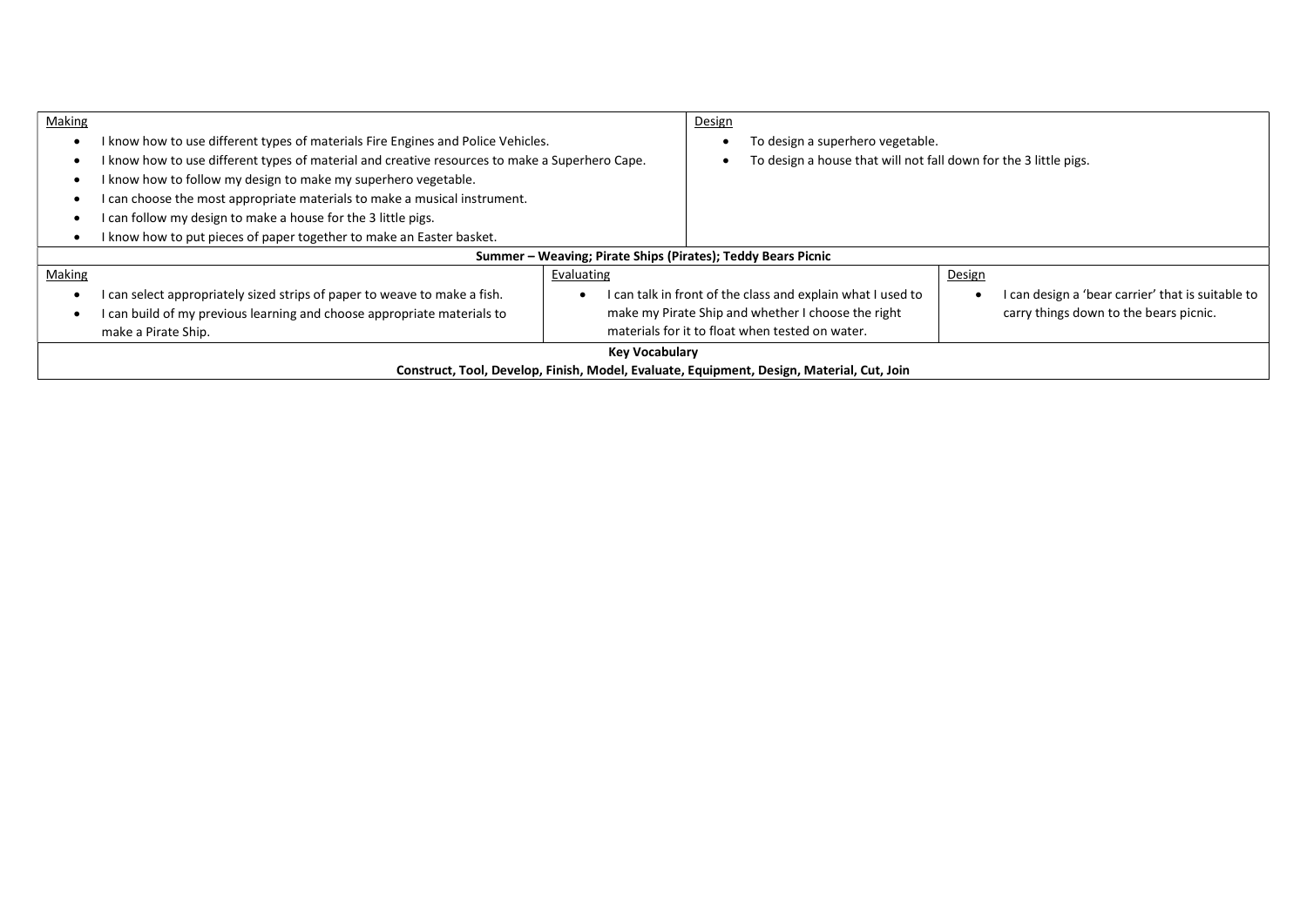| | | |
|---|---|---|
| Making<br>• I know how to use different types of materials Fire Engines and Police Vehicles.<br>• I know how to use different types of material and creative resources to make a Superhero Cape.<br>• I know how to follow my design to make my superhero vegetable.<br>• I can choose the most appropriate materials to make a musical instrument.<br>• I can follow my design to make a house for the 3 little pigs.<br>• I know how to put pieces of paper together to make an Easter basket. | | Design<br>• To design a superhero vegetable.<br>• To design a house that will not fall down for the 3 little pigs. |
| **Summer – Weaving; Pirate Ships (Pirates); Teddy Bears Picnic** | | |
| Making<br>• I can select appropriately sized strips of paper to weave to make a fish.<br>• I can build of my previous learning and choose appropriate materials to make a Pirate Ship. | Evaluating<br>• I can talk in front of the class and explain what I used to make my Pirate Ship and whether I choose the right materials for it to float when tested on water. | Design<br>• I can design a 'bear carrier' that is suitable to carry things down to the bears picnic. |
| **Key Vocabulary**<br>**Construct, Tool, Develop, Finish, Model, Evaluate, Equipment, Design, Material, Cut, Join** | | |